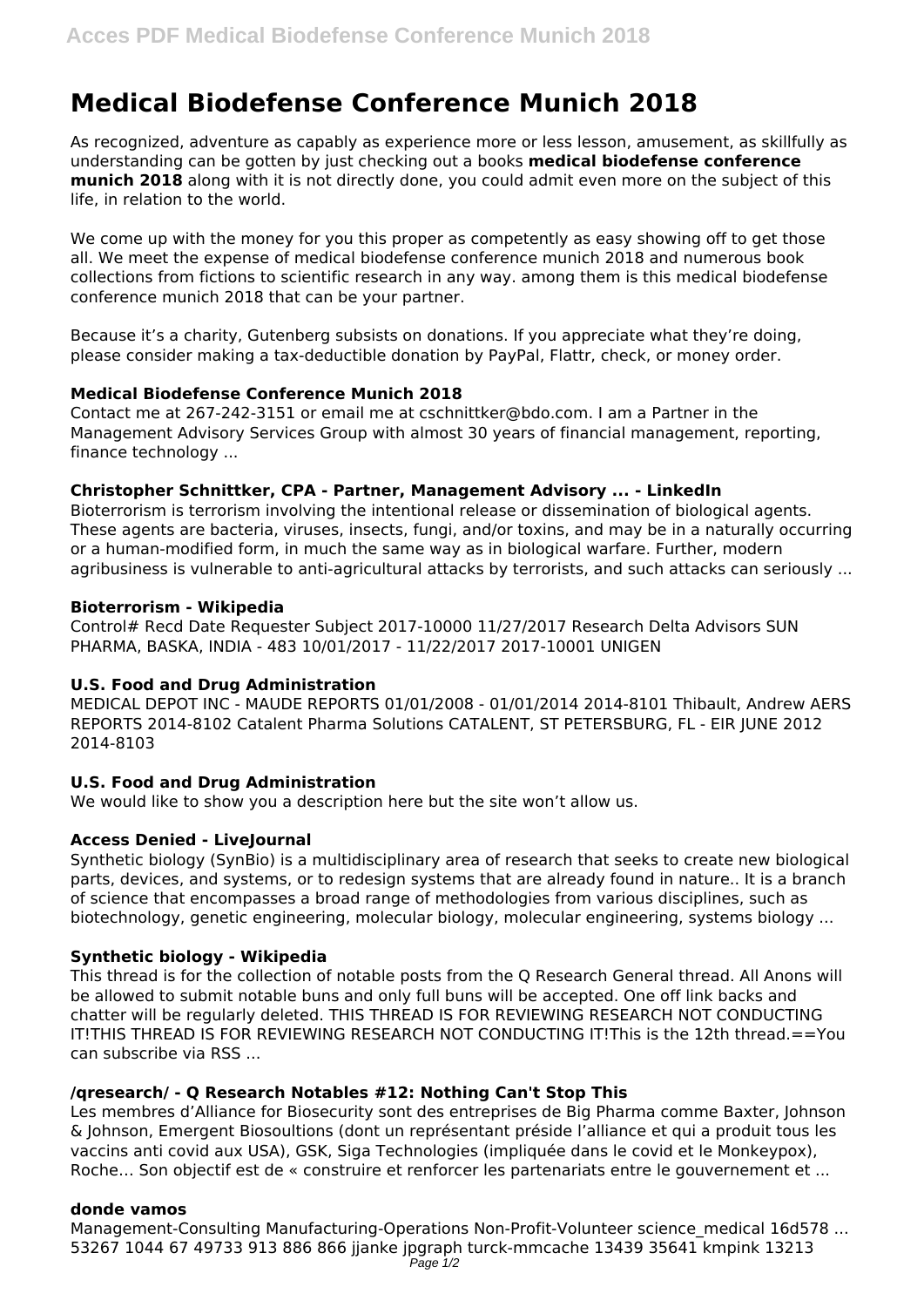# Medical Biodefense Conference Munich 2018

As recognized, adventure as capably as experience more or less lesson, amusement, as skillfully as understanding can be gotten by just checking out a books **medical biodefense conference munich 2018** along with it is not directly done, you could admit even more on the subject of this life, in relation to the world.

We come up with the money for you this proper as competently as easy showing off to get those all. We meet the expense of medical biodefense conference munich 2018 and numerous book collections from fictions to scientific research in any way. among them is this medical biodefense conference munich 2018 that can be your partner.

Because it's a charity, Gutenberg subsists on donations. If you appreciate what they're doing, please consider making a tax-deductible donation by PayPal, Flattr, check, or money order.

### Medical Biodefense Conference Munich 2018

Contact me at 267-242-3151 or email me at cschnittker@bdo.com. I am a Partner in the Management Advisory Services Group with almost 30 years of financial management, reporting, finance technology ...

### Christopher Schnittker, CPA - Partner, Management Advisory ... - LinkedIn

Bioterrorism is terrorism involving the intentional release or dissemination of biological agents. These agents are bacteria, viruses, insects, fungi, and/or toxins, and may be in a naturally occurring or a human-modified form, in much the same way as in biological warfare. Further, modern agribusiness is vulnerable to anti-agricultural attacks by terrorists, and such attacks can seriously ...

### Bioterrorism - Wikipedia

Control# Recd Date Requester Subject 2017-10000 11/27/2017 Research Delta Advisors SUN PHARMA, BASKA, INDIA - 483 10/01/2017 - 11/22/2017 2017-10001 UNIGEN

### U.S. Food and Drug Administration

MEDICAL DEPOT INC - MAUDE REPORTS 01/01/2008 - 01/01/2014 2014-8101 Thibault, Andrew AERS REPORTS 2014-8102 Catalent Pharma Solutions CATALENT, ST PETERSBURG, FL - EIR JUNE 2012 2014-8103

### U.S. Food and Drug Administration

We would like to show you a description here but the site won't allow us.

### Access Denied - LiveJournal

Synthetic biology (SynBio) is a multidisciplinary area of research that seeks to create new biological parts, devices, and systems, or to redesign systems that are already found in nature.. It is a branch of science that encompasses a broad range of methodologies from various disciplines, such as biotechnology, genetic engineering, molecular biology, molecular engineering, systems biology ...

### Synthetic biology - Wikipedia

This thread is for the collection of notable posts from the Q Research General thread. All Anons will be allowed to submit notable buns and only full buns will be accepted. One off link backs and chatter will be regularly deleted. THIS THREAD IS FOR REVIEWING RESEARCH NOT CONDUCTING IT!THIS THREAD IS FOR REVIEWING RESEARCH NOT CONDUCTING IT!This is the 12th thread.==You can subscribe via RSS ...

### /qresearch/ - Q Research Notables #12: Nothing Can't Stop This

Les membres d'Alliance for Biosecurity sont des entreprises de Big Pharma comme Baxter, Johnson & Johnson, Emergent Biosoultions (dont un représentant préside l'alliance et qui a produit tous les vaccins anti covid aux USA), GSK, Siga Technologies (impliquée dans le covid et le Monkeypox), Roche… Son objectif est de « construire et renforcer les partenariats entre le gouvernement et ...

### donde vamos

Management-Consulting Manufacturing-Operations Non-Profit-Volunteer science_medical 16d578 ... 53267 1044 67 49733 913 886 866 jjanke jpgraph turck-mmcache 13439 35641 kmpink 13213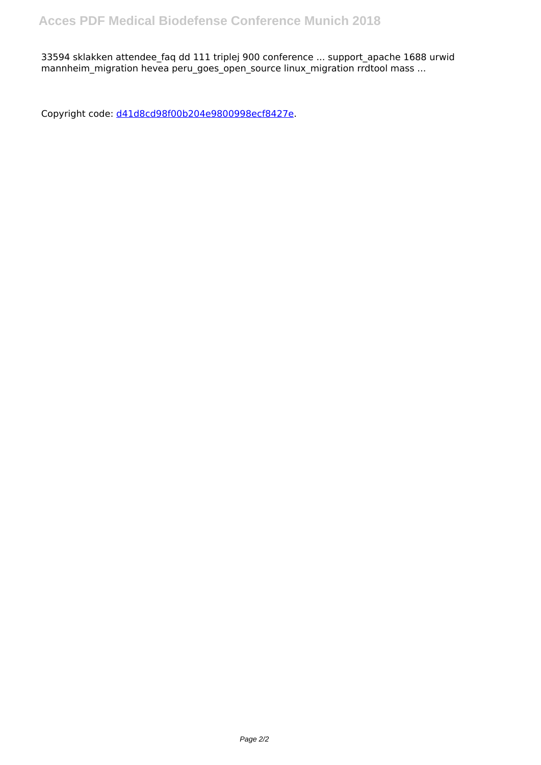33594 sklakken attendee_faq dd 111 triplej 900 conference ... support_apache 1688 urwid mannheim_migration hevea peru_goes_open_source linux_migration rrdtool mass ...

Copyright code: [d41d8cd98f00b204e9800998ecf8427e](d41d8cd98f00b204e9800998ecf8427e).